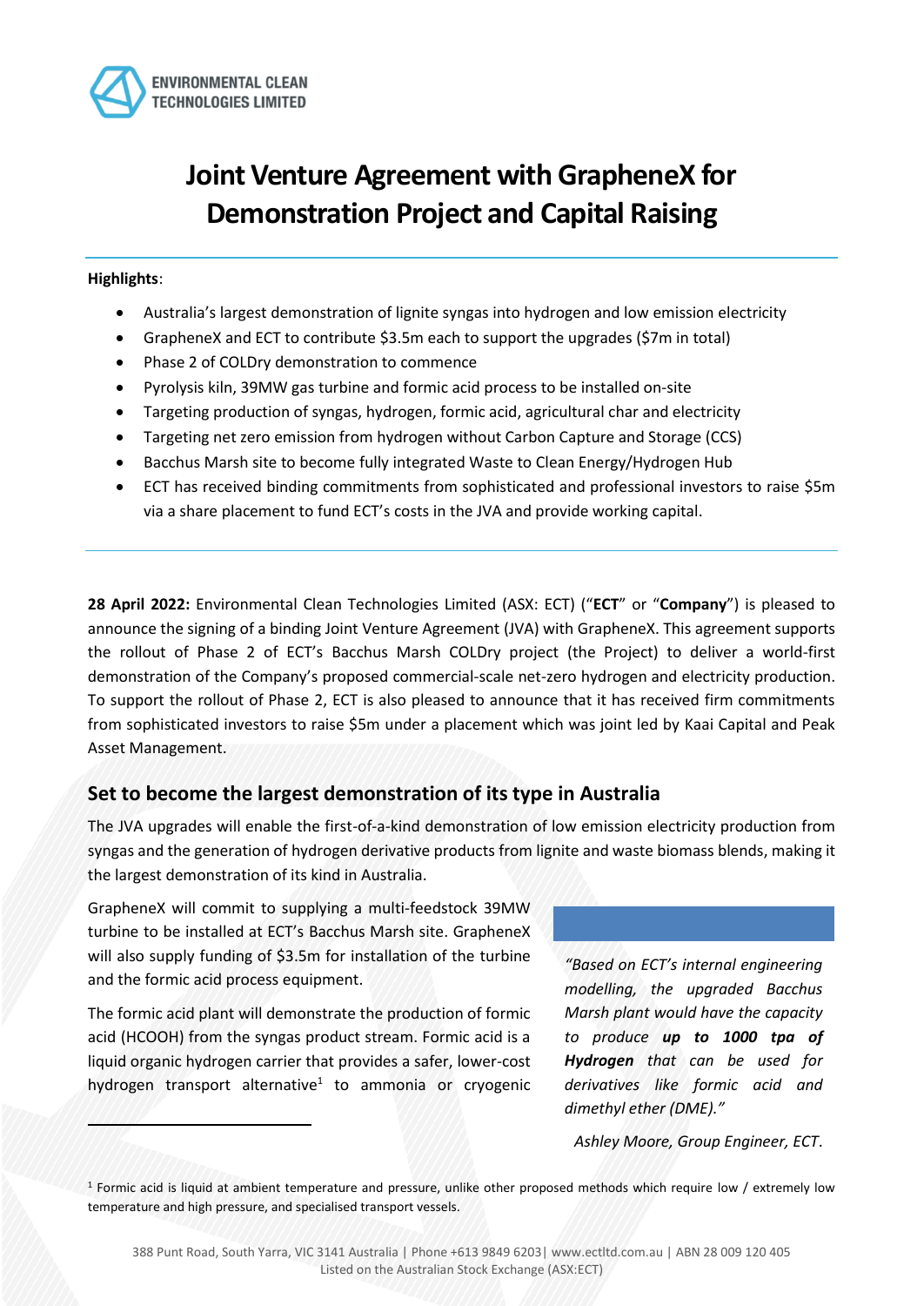# Joint Venture Agreement with GrapheneX for Demonstration Project and Capital Raising

**Highlights**:

- Australia's largest demonstration of lignite syngas into hydrogen and low emission electricity
- GrapheneX and ECT to contribute $3.5m each to support the upgrades ($7m in total)
- Phase 2 of COLDry demonstration to commence
- Pyrolysis kiln, 39MW gas turbine and formic acid process to be installed on-site
- Targeting production of syngas, hydrogen, formic acid, agricultural char and electricity
- Targeting net zero emission from hydrogen without Carbon Capture and Storage (CCS)
- Bacchus Marsh site to become fully integrated Waste to Clean Energy/Hydrogen Hub
- ECT has received binding commitments from sophisticated and professional investors to raise $5m via a share placement to fund ECT's costs in the JVA and provide working capital.

**28 April 2022:** Environmental Clean Technologies Limited (ASX: ECT) ("**ECT**" or "**Company**") is pleased to announce the signing of a binding Joint Venture Agreement (JVA) with GrapheneX. This agreement supports the rollout of Phase 2 of ECT's Bacchus Marsh COLDry project (the Project) to deliver a world-first demonstration of the Company's proposed commercial-scale net-zero hydrogen and electricity production. To support the rollout of Phase 2, ECT is also pleased to announce that it has received firm commitments from sophisticated investors to raise $5m under a placement which was joint led by Kaai Capital and Peak Asset Management.

## Set to become the largest demonstration of its type in Australia

The JVA upgrades will enable the first-of-a-kind demonstration of low emission electricity production from syngas and the generation of hydrogen derivative products from lignite and waste biomass blends, making it the largest demonstration of its kind in Australia.

GrapheneX will commit to supplying a multi-feedstock 39MW turbine to be installed at ECT's Bacchus Marsh site. GrapheneX will also supply funding of $3.5m for installation of the turbine and the formic acid process equipment.

The formic acid plant will demonstrate the production of formic acid (HCOOH) from the syngas product stream. Formic acid is a liquid organic hydrogen carrier that provides a safer, lower-cost hydrogen transport alternative[1] to ammonia or cryogenic

> *"Based on ECT's internal engineering modelling, the upgraded Bacchus Marsh plant would have the capacity to produce **up to 1000 tpa of Hydrogen** that can be used for derivatives like formic acid and dimethyl ether (DME)."*
>
> *Ashley Moore, Group Engineer, ECT.*

[1] Formic acid is liquid at ambient temperature and pressure, unlike other proposed methods which require low / extremely low temperature and high pressure, and specialised transport vessels.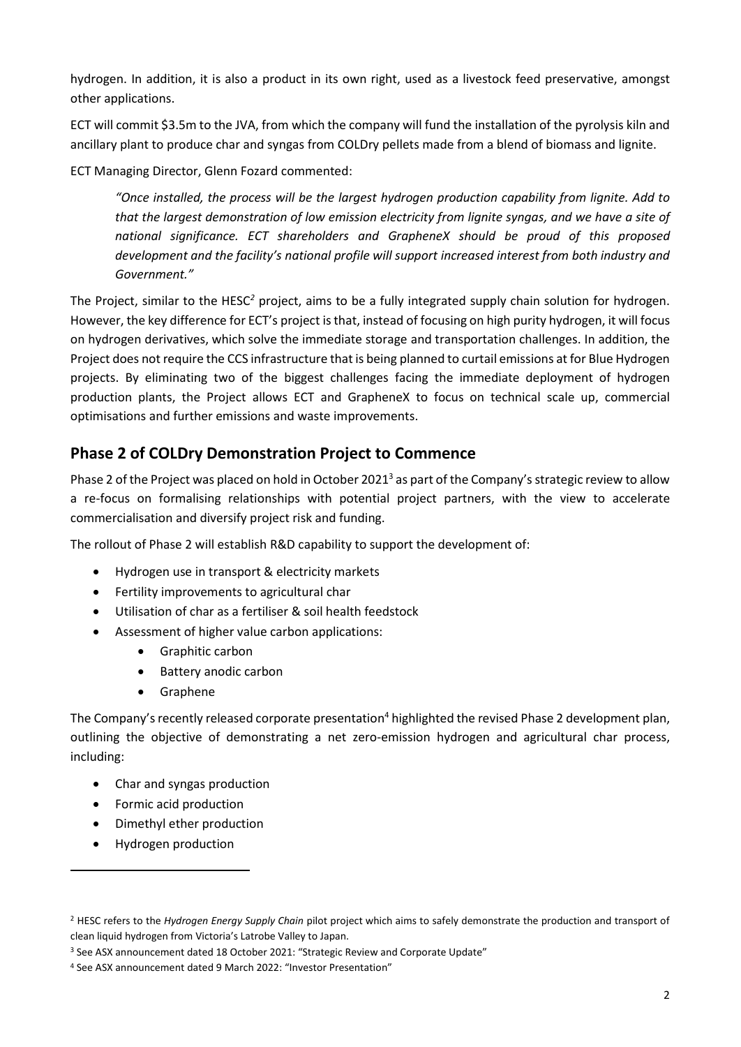hydrogen. In addition, it is also a product in its own right, used as a livestock feed preservative, amongst other applications.

ECT will commit $3.5m to the JVA, from which the company will fund the installation of the pyrolysis kiln and ancillary plant to produce char and syngas from COLDry pellets made from a blend of biomass and lignite.

ECT Managing Director, Glenn Fozard commented:

> *"Once installed, the process will be the largest hydrogen production capability from lignite. Add to that the largest demonstration of low emission electricity from lignite syngas, and we have a site of national significance. ECT shareholders and GrapheneX should be proud of this proposed development and the facility's national profile will support increased interest from both industry and Government."*

The Project, similar to the HESC[2] project, aims to be a fully integrated supply chain solution for hydrogen. However, the key difference for ECT's project is that, instead of focusing on high purity hydrogen, it will focus on hydrogen derivatives, which solve the immediate storage and transportation challenges. In addition, the Project does not require the CCS infrastructure that is being planned to curtail emissions at for Blue Hydrogen projects. By eliminating two of the biggest challenges facing the immediate deployment of hydrogen production plants, the Project allows ECT and GrapheneX to focus on technical scale up, commercial optimisations and further emissions and waste improvements.

## Phase 2 of COLDry Demonstration Project to Commence

Phase 2 of the Project was placed on hold in October 2021[3] as part of the Company's strategic review to allow a re-focus on formalising relationships with potential project partners, with the view to accelerate commercialisation and diversify project risk and funding.

The rollout of Phase 2 will establish R&D capability to support the development of:

- Hydrogen use in transport & electricity markets
- Fertility improvements to agricultural char
- Utilisation of char as a fertiliser & soil health feedstock
- Assessment of higher value carbon applications:
  - Graphitic carbon
  - Battery anodic carbon
  - Graphene

The Company's recently released corporate presentation[4] highlighted the revised Phase 2 development plan, outlining the objective of demonstrating a net zero-emission hydrogen and agricultural char process, including:

- Char and syngas production
- Formic acid production
- Dimethyl ether production
- Hydrogen production

---

[2] HESC refers to the *Hydrogen Energy Supply Chain* pilot project which aims to safely demonstrate the production and transport of clean liquid hydrogen from Victoria's Latrobe Valley to Japan.

[3] See ASX announcement dated 18 October 2021: "Strategic Review and Corporate Update"

[4] See ASX announcement dated 9 March 2022: "Investor Presentation"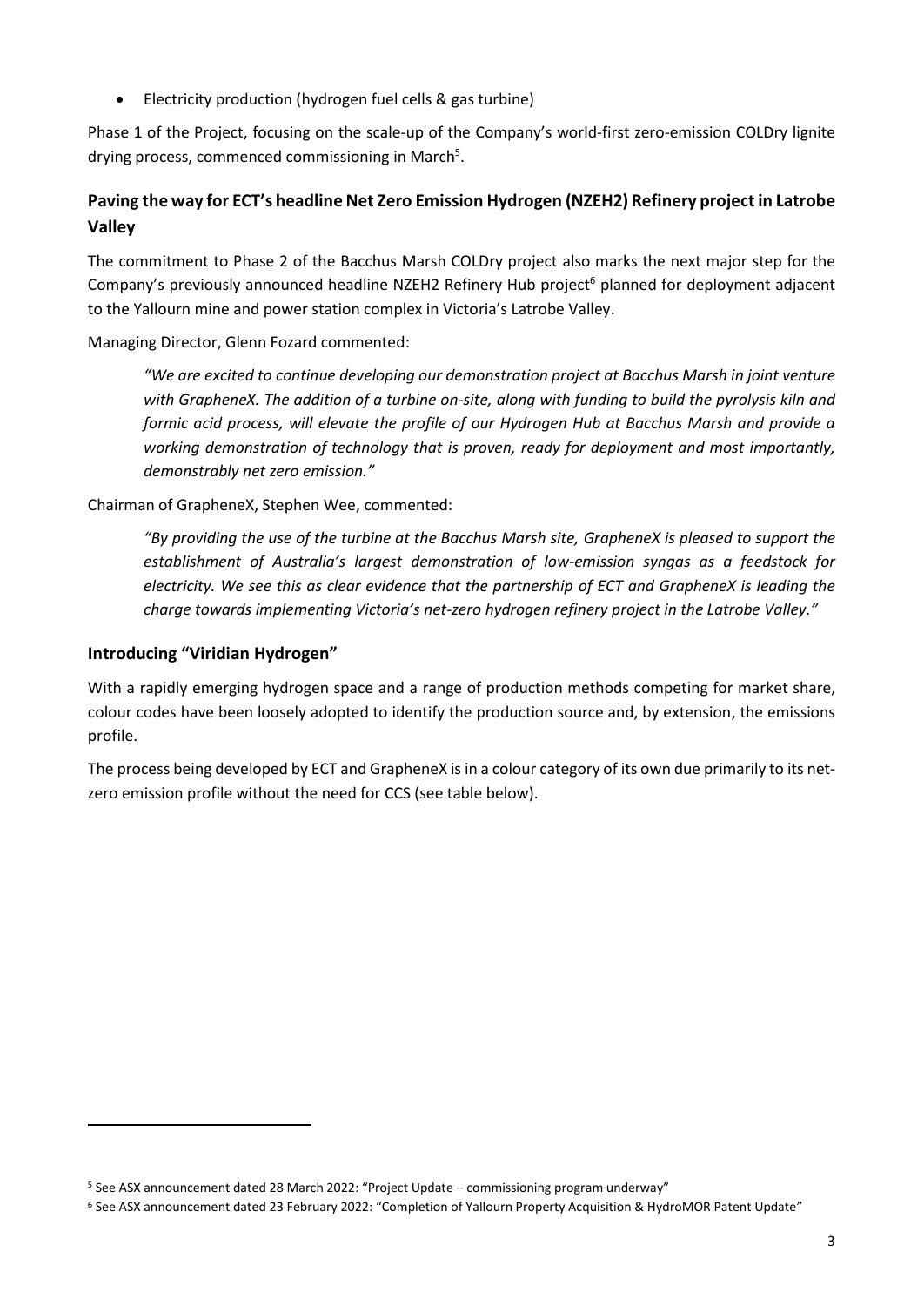- Electricity production (hydrogen fuel cells & gas turbine)

Phase 1 of the Project, focusing on the scale-up of the Company's world-first zero-emission COLDry lignite drying process, commenced commissioning in March[5].

## Paving the way for ECT's headline Net Zero Emission Hydrogen (NZEH2) Refinery project in Latrobe Valley

The commitment to Phase 2 of the Bacchus Marsh COLDry project also marks the next major step for the Company's previously announced headline NZEH2 Refinery Hub project[6] planned for deployment adjacent to the Yallourn mine and power station complex in Victoria's Latrobe Valley.

Managing Director, Glenn Fozard commented:

> *"We are excited to continue developing our demonstration project at Bacchus Marsh in joint venture with GrapheneX. The addition of a turbine on-site, along with funding to build the pyrolysis kiln and formic acid process, will elevate the profile of our Hydrogen Hub at Bacchus Marsh and provide a working demonstration of technology that is proven, ready for deployment and most importantly, demonstrably net zero emission."*

Chairman of GrapheneX, Stephen Wee, commented:

> *"By providing the use of the turbine at the Bacchus Marsh site, GrapheneX is pleased to support the establishment of Australia's largest demonstration of low-emission syngas as a feedstock for electricity. We see this as clear evidence that the partnership of ECT and GrapheneX is leading the charge towards implementing Victoria's net-zero hydrogen refinery project in the Latrobe Valley."*

## Introducing "Viridian Hydrogen"

With a rapidly emerging hydrogen space and a range of production methods competing for market share, colour codes have been loosely adopted to identify the production source and, by extension, the emissions profile.

The process being developed by ECT and GrapheneX is in a colour category of its own due primarily to its net-zero emission profile without the need for CCS (see table below).

---

[5] See ASX announcement dated 28 March 2022: "Project Update – commissioning program underway"

[6] See ASX announcement dated 23 February 2022: "Completion of Yallourn Property Acquisition & HydroMOR Patent Update"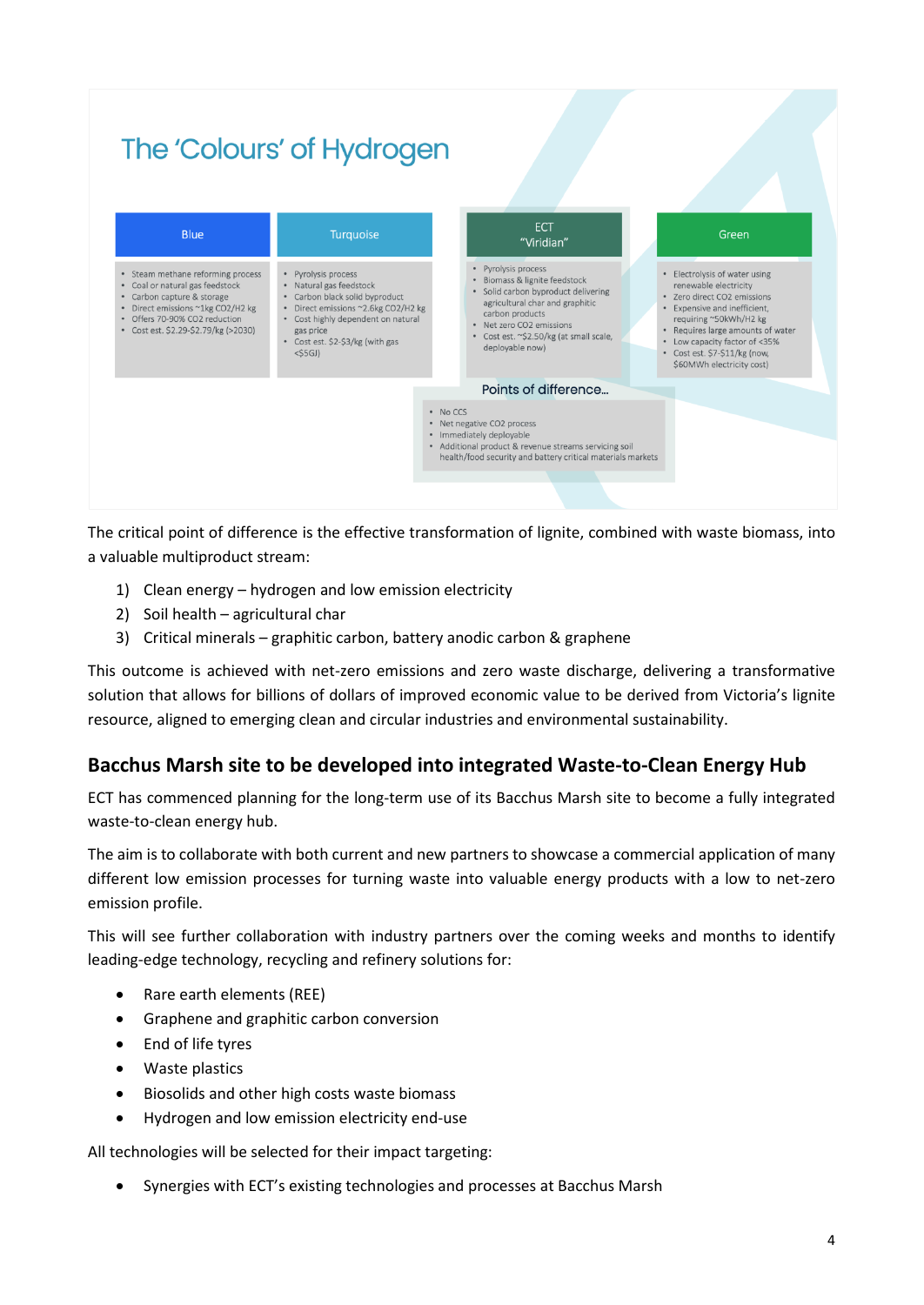## The 'Colours' of Hydrogen

| Blue | Turquoise | ECT "Viridian" | Green |
| --- | --- | --- | --- |
| • Steam methane reforming process<br>• Coal or natural gas feedstock<br>• Carbon capture & storage<br>• Direct emissions ~1kg $CO_2$/$H_2$ kg<br>• Offers 70-90% $CO_2$ reduction<br>• Cost est. $2.29-$2.79/kg (>2030) | • Pyrolysis process<br>• Natural gas feedstock<br>• Carbon black solid byproduct<br>• Direct emissions ~2.6kg $CO_2$/$H_2$ kg<br>• Cost highly dependent on natural gas price<br>• Cost est. $2-$3/kg (with gas <$5GJ) | • Pyrolysis process<br>• Biomass & lignite feedstock<br>• Solid carbon byproduct delivering agricultural char and graphitic carbon products<br>• Net zero $CO_2$ emissions<br>• Cost est. ~$2.50/kg (at small scale, deployable now) | • Electrolysis of water using renewable electricity<br>• Zero direct $CO_2$ emissions<br>• Expensive and inefficient, requiring ~50kWh/$H_2$ kg<br>• Requires large amounts of water<br>• Low capacity factor of <35%<br>• Cost est. $7-$11/kg (now, $60MWh electricity cost) |

**Points of difference…**

- No CCS
- Net negative $CO_2$ process
- Immediately deployable
- Additional product & revenue streams servicing soil health/food security and battery critical materials markets

The critical point of difference is the effective transformation of lignite, combined with waste biomass, into a valuable multiproduct stream:

1) Clean energy – hydrogen and low emission electricity
2) Soil health – agricultural char
3) Critical minerals – graphitic carbon, battery anodic carbon & graphene

This outcome is achieved with net-zero emissions and zero waste discharge, delivering a transformative solution that allows for billions of dollars of improved economic value to be derived from Victoria's lignite resource, aligned to emerging clean and circular industries and environmental sustainability.

## Bacchus Marsh site to be developed into integrated Waste-to-Clean Energy Hub

ECT has commenced planning for the long-term use of its Bacchus Marsh site to become a fully integrated waste-to-clean energy hub.

The aim is to collaborate with both current and new partners to showcase a commercial application of many different low emission processes for turning waste into valuable energy products with a low to net-zero emission profile.

This will see further collaboration with industry partners over the coming weeks and months to identify leading-edge technology, recycling and refinery solutions for:

- Rare earth elements (REE)
- Graphene and graphitic carbon conversion
- End of life tyres
- Waste plastics
- Biosolids and other high costs waste biomass
- Hydrogen and low emission electricity end-use

All technologies will be selected for their impact targeting:

- Synergies with ECT's existing technologies and processes at Bacchus Marsh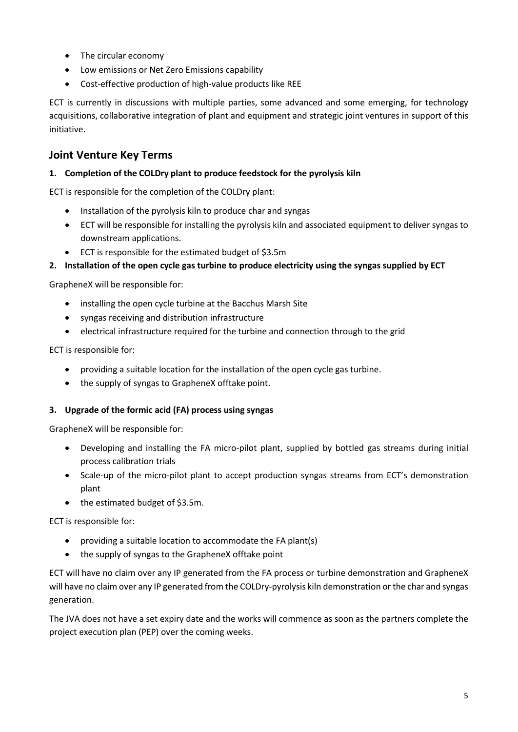- The circular economy
- Low emissions or Net Zero Emissions capability
- Cost-effective production of high-value products like REE

ECT is currently in discussions with multiple parties, some advanced and some emerging, for technology acquisitions, collaborative integration of plant and equipment and strategic joint ventures in support of this initiative.

## Joint Venture Key Terms

**1. Completion of the COLDry plant to produce feedstock for the pyrolysis kiln**

ECT is responsible for the completion of the COLDry plant:

- Installation of the pyrolysis kiln to produce char and syngas
- ECT will be responsible for installing the pyrolysis kiln and associated equipment to deliver syngas to downstream applications.
- ECT is responsible for the estimated budget of $3.5m

**2. Installation of the open cycle gas turbine to produce electricity using the syngas supplied by ECT**

GrapheneX will be responsible for:

- installing the open cycle turbine at the Bacchus Marsh Site
- syngas receiving and distribution infrastructure
- electrical infrastructure required for the turbine and connection through to the grid

ECT is responsible for:

- providing a suitable location for the installation of the open cycle gas turbine.
- the supply of syngas to GrapheneX offtake point.

**3. Upgrade of the formic acid (FA) process using syngas**

GrapheneX will be responsible for:

- Developing and installing the FA micro-pilot plant, supplied by bottled gas streams during initial process calibration trials
- Scale-up of the micro-pilot plant to accept production syngas streams from ECT's demonstration plant
- the estimated budget of $3.5m.

ECT is responsible for:

- providing a suitable location to accommodate the FA plant(s)
- the supply of syngas to the GrapheneX offtake point

ECT will have no claim over any IP generated from the FA process or turbine demonstration and GrapheneX will have no claim over any IP generated from the COLDry-pyrolysis kiln demonstration or the char and syngas generation.

The JVA does not have a set expiry date and the works will commence as soon as the partners complete the project execution plan (PEP) over the coming weeks.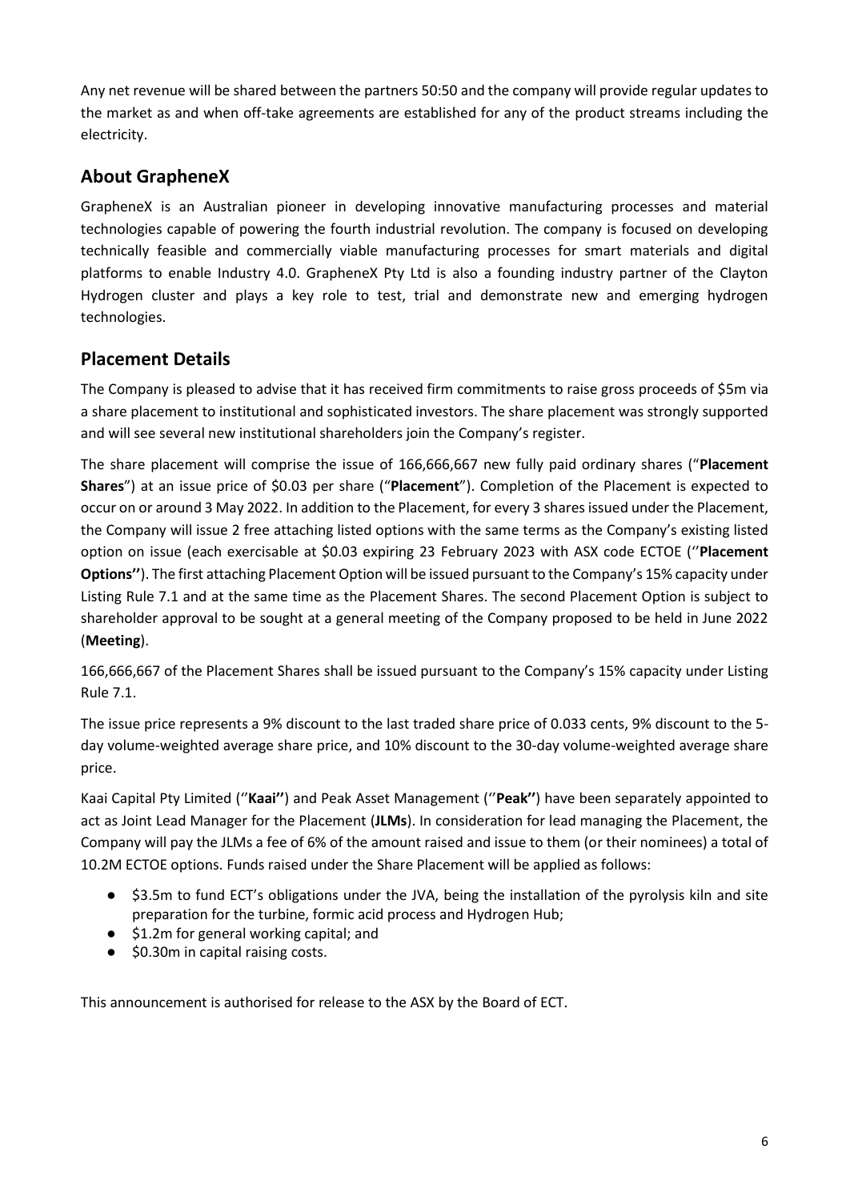Any net revenue will be shared between the partners 50:50 and the company will provide regular updates to the market as and when off-take agreements are established for any of the product streams including the electricity.

## About GrapheneX

GrapheneX is an Australian pioneer in developing innovative manufacturing processes and material technologies capable of powering the fourth industrial revolution. The company is focused on developing technically feasible and commercially viable manufacturing processes for smart materials and digital platforms to enable Industry 4.0. GrapheneX Pty Ltd is also a founding industry partner of the Clayton Hydrogen cluster and plays a key role to test, trial and demonstrate new and emerging hydrogen technologies.

## Placement Details

The Company is pleased to advise that it has received firm commitments to raise gross proceeds of $5m via a share placement to institutional and sophisticated investors. The share placement was strongly supported and will see several new institutional shareholders join the Company's register.

The share placement will comprise the issue of 166,666,667 new fully paid ordinary shares ("**Placement Shares**") at an issue price of $0.03 per share ("**Placement**"). Completion of the Placement is expected to occur on or around 3 May 2022. In addition to the Placement, for every 3 shares issued under the Placement, the Company will issue 2 free attaching listed options with the same terms as the Company's existing listed option on issue (each exercisable at $0.03 expiring 23 February 2023 with ASX code ECTOE (''**Placement Options''**). The first attaching Placement Option will be issued pursuant to the Company's 15% capacity under Listing Rule 7.1 and at the same time as the Placement Shares. The second Placement Option is subject to shareholder approval to be sought at a general meeting of the Company proposed to be held in June 2022 (**Meeting**).

166,666,667 of the Placement Shares shall be issued pursuant to the Company's 15% capacity under Listing Rule 7.1.

The issue price represents a 9% discount to the last traded share price of 0.033 cents, 9% discount to the 5-day volume-weighted average share price, and 10% discount to the 30-day volume-weighted average share price.

Kaai Capital Pty Limited (''**Kaai''**) and Peak Asset Management (''**Peak''**) have been separately appointed to act as Joint Lead Manager for the Placement (**JLMs**). In consideration for lead managing the Placement, the Company will pay the JLMs a fee of 6% of the amount raised and issue to them (or their nominees) a total of 10.2M ECTOE options. Funds raised under the Share Placement will be applied as follows:

- $3.5m to fund ECT's obligations under the JVA, being the installation of the pyrolysis kiln and site preparation for the turbine, formic acid process and Hydrogen Hub;
- $1.2m for general working capital; and
- $0.30m in capital raising costs.

This announcement is authorised for release to the ASX by the Board of ECT.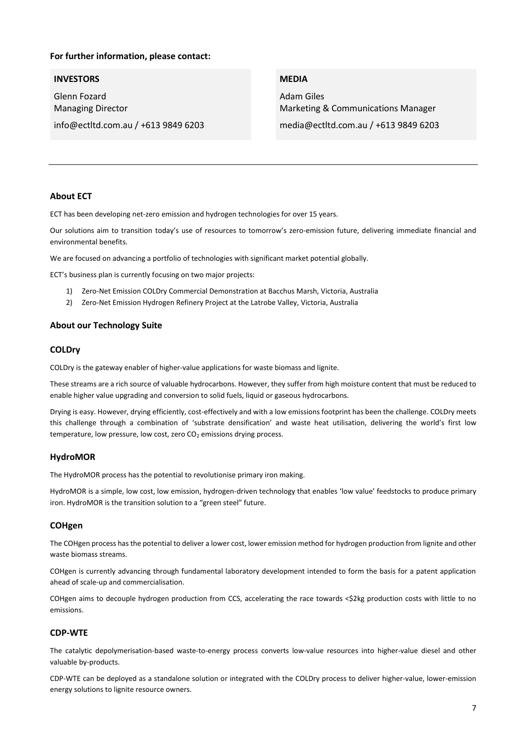**For further information, please contact:**

| **INVESTORS** | **MEDIA** |
| --- | --- |
| Glenn Fozard<br>Managing Director<br>info@ectltd.com.au / +613 9849 6203 | Adam Giles<br>Marketing & Communications Manager<br>media@ectltd.com.au / +613 9849 6203 |

---

## About ECT

ECT has been developing net-zero emission and hydrogen technologies for over 15 years.

Our solutions aim to transition today's use of resources to tomorrow's zero-emission future, delivering immediate financial and environmental benefits.

We are focused on advancing a portfolio of technologies with significant market potential globally.

ECT's business plan is currently focusing on two major projects:

1) Zero-Net Emission COLDry Commercial Demonstration at Bacchus Marsh, Victoria, Australia
2) Zero-Net Emission Hydrogen Refinery Project at the Latrobe Valley, Victoria, Australia

## About our Technology Suite

### COLDry

COLDry is the gateway enabler of higher-value applications for waste biomass and lignite.

These streams are a rich source of valuable hydrocarbons. However, they suffer from high moisture content that must be reduced to enable higher value upgrading and conversion to solid fuels, liquid or gaseous hydrocarbons.

Drying is easy. However, drying efficiently, cost-effectively and with a low emissions footprint has been the challenge. COLDry meets this challenge through a combination of 'substrate densification' and waste heat utilisation, delivering the world's first low temperature, low pressure, low cost, zero $CO_2$ emissions drying process.

### HydroMOR

The HydroMOR process has the potential to revolutionise primary iron making.

HydroMOR is a simple, low cost, low emission, hydrogen-driven technology that enables 'low value' feedstocks to produce primary iron. HydroMOR is the transition solution to a "green steel" future.

### COHgen

The COHgen process has the potential to deliver a lower cost, lower emission method for hydrogen production from lignite and other waste biomass streams.

COHgen is currently advancing through fundamental laboratory development intended to form the basis for a patent application ahead of scale-up and commercialisation.

COHgen aims to decouple hydrogen production from CCS, accelerating the race towards <$2kg production costs with little to no emissions.

### CDP-WTE

The catalytic depolymerisation-based waste-to-energy process converts low-value resources into higher-value diesel and other valuable by-products.

CDP-WTE can be deployed as a standalone solution or integrated with the COLDry process to deliver higher-value, lower-emission energy solutions to lignite resource owners.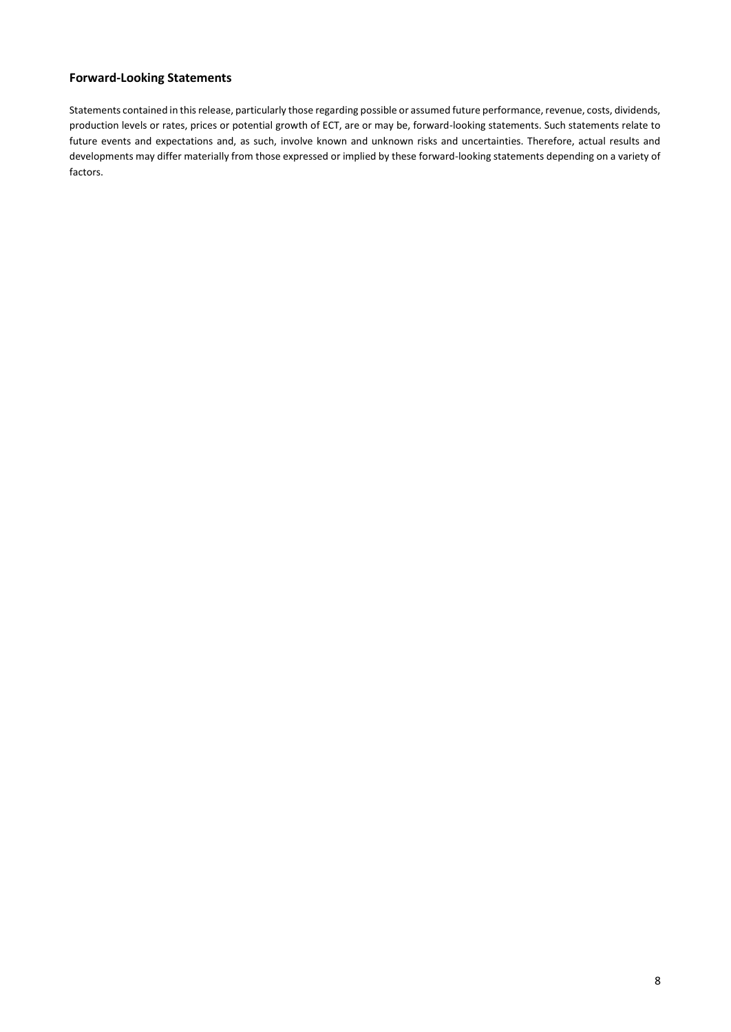## Forward-Looking Statements

Statements contained in this release, particularly those regarding possible or assumed future performance, revenue, costs, dividends, production levels or rates, prices or potential growth of ECT, are or may be, forward-looking statements. Such statements relate to future events and expectations and, as such, involve known and unknown risks and uncertainties. Therefore, actual results and developments may differ materially from those expressed or implied by these forward-looking statements depending on a variety of factors.